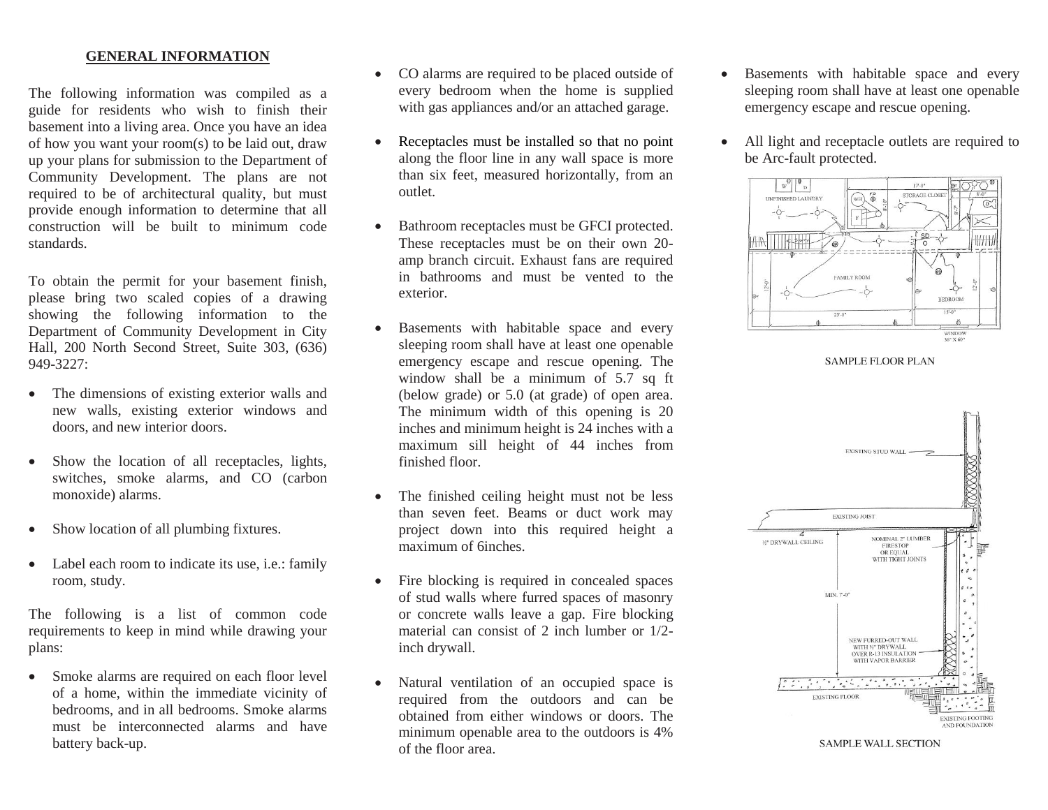## GENERAL INFORMATION

The following information was compiled as a guide for residents who wish to finish their basement into a living area. Once you have an idea of how you want your room(s) to be laid out, draw up your plans for submission to the Department of Community Development. The plans are not required to be of architectural quality, but must provide enough information to determine that all construction will be built to minimum code standards.

To obtain the permit for your basement finish, please bring two scaled copies of a drawing showing the following information to the Department of Community Development in City Hall, 200 North Second Street, Suite 303, (636) 949-3227:

- The dimensions of existing exterior walls and new walls, existing exterior windows and doors, and new interior doors.
- Show the location of all receptacles, lights, switches, smoke alarms, and CO (carbon monoxide) alarms.
- Show location of all plumbing fixtures.
- Label each room to indicate its use, i.e.: family room, study.

The following is a list of common code requirements to keep in mind while drawing your plans:

- Smoke alarms are required on each floor level of a home, within the immediate vicinity of bedrooms, and in all bedrooms. Smoke alarms must be interconnected alarms and have battery back-up.
- CO alarms are required to be placed outside of every bedroom when the home is supplied with gas appliances and/or an attached garage.
- Receptacles must be installed so that no point along the floor line in any wall space is more than six feet, measured horizontally, from an outlet.
- Bathroom receptacles must be GFCI protected. These receptacles must be on their own 20-amp branch circuit. Exhaust fans are required in bathrooms and must be vented to the exterior.
- Basements with habitable space and every sleeping room shall have at least one openable emergency escape and rescue opening. The window shall be a minimum of 5.7 sq ft (below grade) or 5.0 (at grade) of open area. The minimum width of this opening is 20 inches and minimum height is 24 inches with a maximum sill height of 44 inches from finished floor.
- The finished ceiling height must not be less than seven feet. Beams or duct work may project down into this required height a maximum of 6inches.
- Fire blocking is required in concealed spaces of stud walls where furred spaces of masonry or concrete walls leave a gap. Fire blocking material can consist of 2 inch lumber or 1/2-inch drywall.
- Natural ventilation of an occupied space is required from the outdoors and can be obtained from either windows or doors. The minimum openable area to the outdoors is 4% of the floor area.
- Basements with habitable space and every sleeping room shall have at least one openable emergency escape and rescue opening.
- All light and receptacle outlets are required to be Arc-fault protected.

SAMPLE FLOOR PLAN

SAMPLE WALL SECTION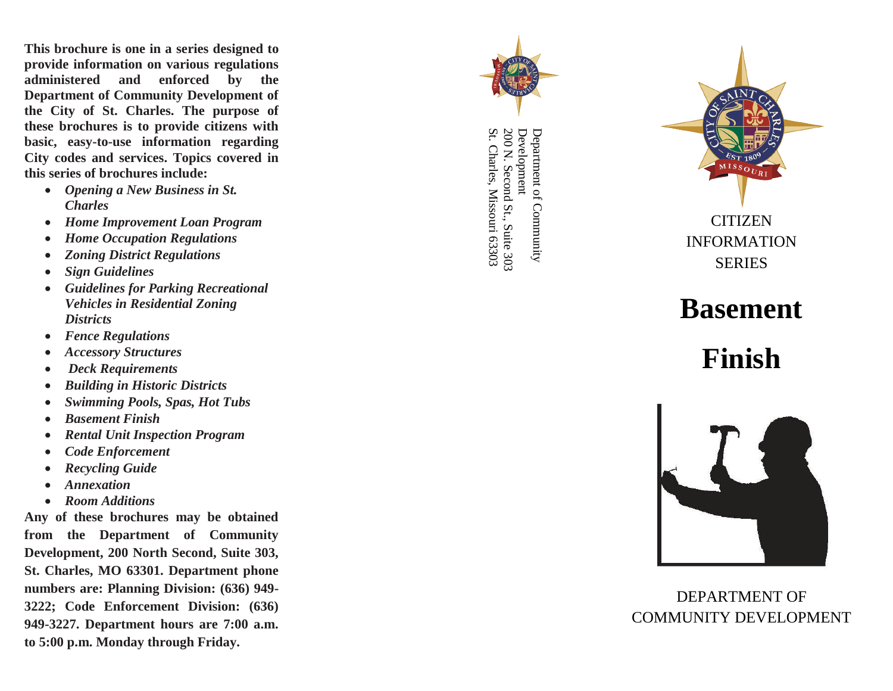**This brochure is one in a series designed to provide information on various regulations administered and enforced by the Department of Community Development of the City of St. Charles. The purpose of these brochures is to provide citizens with basic, easy-to-use information regarding City codes and services. Topics covered in this series of brochures include:**

- ***Opening a New Business in St. Charles***
- ***Home Improvement Loan Program***
- ***Home Occupation Regulations***
- ***Zoning District Regulations***
- ***Sign Guidelines***
- ***Guidelines for Parking Recreational Vehicles in Residential Zoning Districts***
- ***Fence Regulations***
- ***Accessory Structures***
- ***Deck Requirements***
- ***Building in Historic Districts***
- ***Swimming Pools, Spas, Hot Tubs***
- ***Basement Finish***
- ***Rental Unit Inspection Program***
- ***Code Enforcement***
- ***Recycling Guide***
- ***Annexation***
- ***Room Additions***

**Any of these brochures may be obtained from the Department of Community Development, 200 North Second, Suite 303, St. Charles, MO 63301. Department phone numbers are: Planning Division: (636) 949-3222; Code Enforcement Division: (636) 949-3227. Department hours are 7:00 a.m. to 5:00 p.m. Monday through Friday.**

Department of Community Development
200 N. Second St., Suite 303
St. Charles, Missouri 63303

CITIZEN INFORMATION SERIES

# Basement Finish

DEPARTMENT OF COMMUNITY DEVELOPMENT